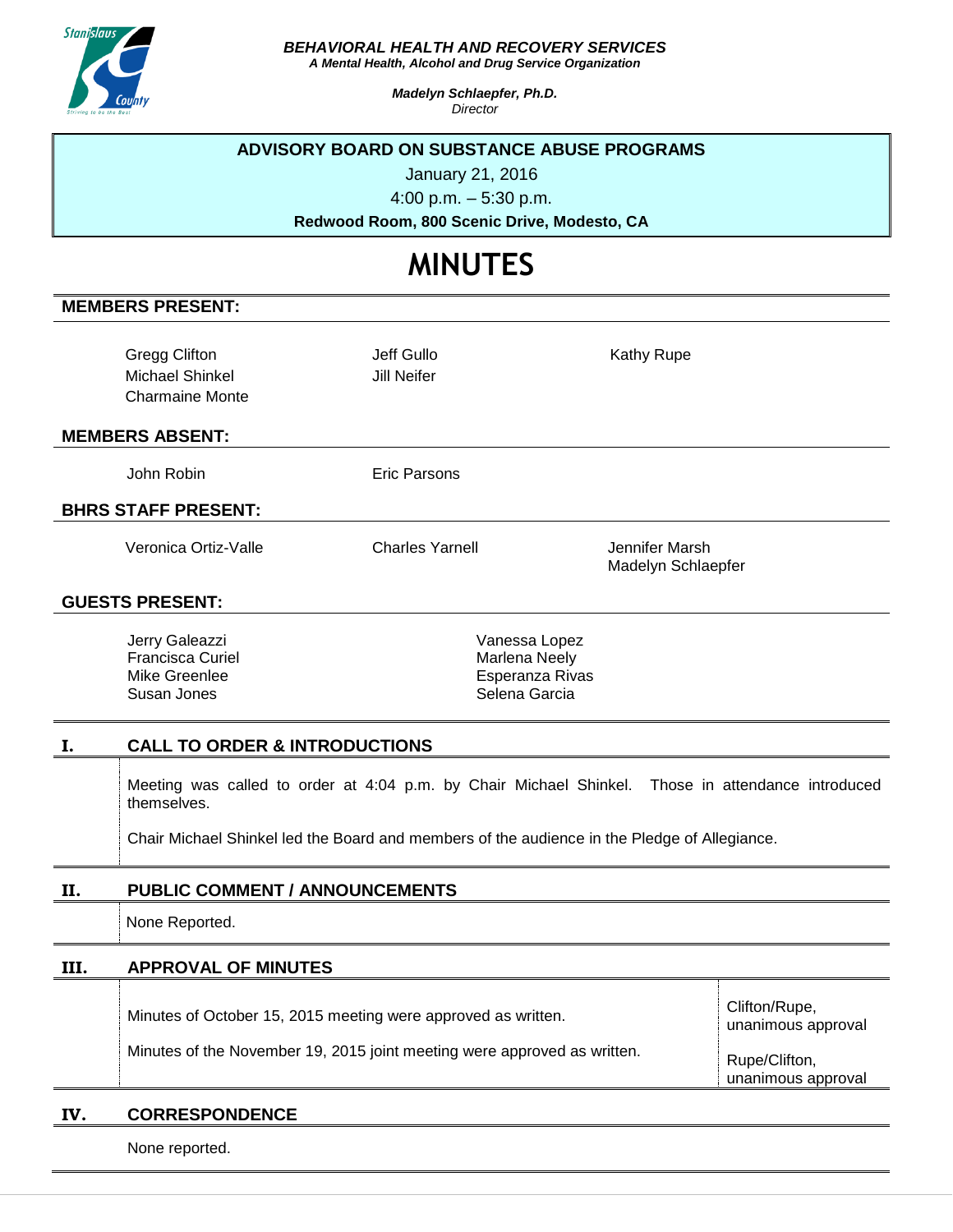***BEHAVIORAL HEALTH AND RECOVERY SERVICES***
***A Mental Health, Alcohol and Drug Service Organization***

***Madelyn Schlaepfer, Ph.D.***
*Director*

**ADVISORY BOARD ON SUBSTANCE ABUSE PROGRAMS**

January 21, 2016

4:00 p.m. – 5:30 p.m.

**Redwood Room, 800 Scenic Drive, Modesto, CA**

# MINUTES

## MEMBERS PRESENT:

| | | |
|---|---|---|
| Gregg Clifton | Jeff Gullo | Kathy Rupe |
| Michael Shinkel | Jill Neifer | |
| Charmaine Monte | | |

## MEMBERS ABSENT:

| | |
|---|---|
| John Robin | Eric Parsons |

## BHRS STAFF PRESENT:

| | | |
|---|---|---|
| Veronica Ortiz-Valle | Charles Yarnell | Jennifer Marsh |
| | | Madelyn Schlaepfer |

## GUESTS PRESENT:

| | |
|---|---|
| Jerry Galeazzi | Vanessa Lopez |
| Francisca Curiel | Marlena Neely |
| Mike Greenlee | Esperanza Rivas |
| Susan Jones | Selena Garcia |

## I. CALL TO ORDER & INTRODUCTIONS

Meeting was called to order at 4:04 p.m. by Chair Michael Shinkel. Those in attendance introduced themselves.

Chair Michael Shinkel led the Board and members of the audience in the Pledge of Allegiance.

## II. PUBLIC COMMENT / ANNOUNCEMENTS

None Reported.

## III. APPROVAL OF MINUTES

| | |
|---|---|
| Minutes of October 15, 2015 meeting were approved as written. | Clifton/Rupe, unanimous approval |
| Minutes of the November 19, 2015 joint meeting were approved as written. | Rupe/Clifton, unanimous approval |

## IV. CORRESPONDENCE

None reported.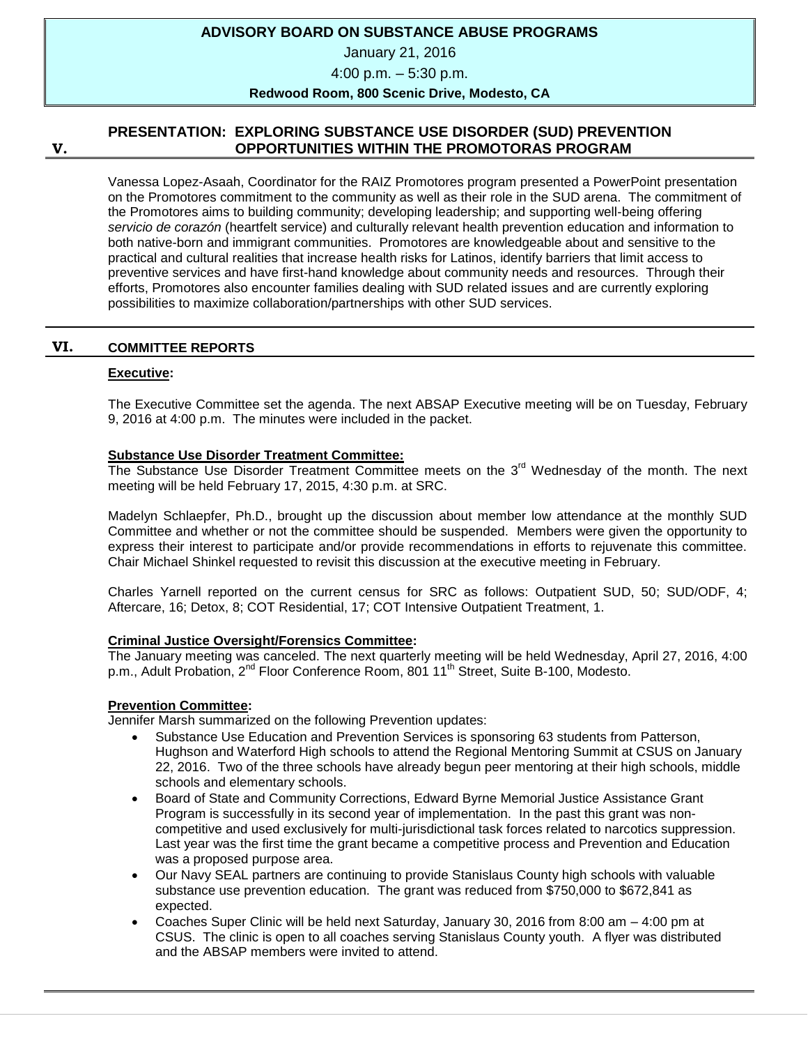# ADVISORY BOARD ON SUBSTANCE ABUSE PROGRAMS

January 21, 2016

4:00 p.m. – 5:30 p.m.

**Redwood Room, 800 Scenic Drive, Modesto, CA**

## V. PRESENTATION: EXPLORING SUBSTANCE USE DISORDER (SUD) PREVENTION OPPORTUNITIES WITHIN THE PROMOTORAS PROGRAM

Vanessa Lopez-Asaah, Coordinator for the RAIZ Promotores program presented a PowerPoint presentation on the Promotores commitment to the community as well as their role in the SUD arena. The commitment of the Promotores aims to building community; developing leadership; and supporting well-being offering *servicio de corazón* (heartfelt service) and culturally relevant health prevention education and information to both native-born and immigrant communities. Promotores are knowledgeable about and sensitive to the practical and cultural realities that increase health risks for Latinos, identify barriers that limit access to preventive services and have first-hand knowledge about community needs and resources. Through their efforts, Promotores also encounter families dealing with SUD related issues and are currently exploring possibilities to maximize collaboration/partnerships with other SUD services.

## VI. COMMITTEE REPORTS

**Executive:**

The Executive Committee set the agenda. The next ABSAP Executive meeting will be on Tuesday, February 9, 2016 at 4:00 p.m. The minutes were included in the packet.

**Substance Use Disorder Treatment Committee:**

The Substance Use Disorder Treatment Committee meets on the 3rd Wednesday of the month. The next meeting will be held February 17, 2015, 4:30 p.m. at SRC.

Madelyn Schlaepfer, Ph.D., brought up the discussion about member low attendance at the monthly SUD Committee and whether or not the committee should be suspended. Members were given the opportunity to express their interest to participate and/or provide recommendations in efforts to rejuvenate this committee. Chair Michael Shinkel requested to revisit this discussion at the executive meeting in February.

Charles Yarnell reported on the current census for SRC as follows: Outpatient SUD, 50; SUD/ODF, 4; Aftercare, 16; Detox, 8; COT Residential, 17; COT Intensive Outpatient Treatment, 1.

**Criminal Justice Oversight/Forensics Committee:**

The January meeting was canceled. The next quarterly meeting will be held Wednesday, April 27, 2016, 4:00 p.m., Adult Probation, 2nd Floor Conference Room, 801 11th Street, Suite B-100, Modesto.

**Prevention Committee:**

Jennifer Marsh summarized on the following Prevention updates:

- Substance Use Education and Prevention Services is sponsoring 63 students from Patterson, Hughson and Waterford High schools to attend the Regional Mentoring Summit at CSUS on January 22, 2016. Two of the three schools have already begun peer mentoring at their high schools, middle schools and elementary schools.
- Board of State and Community Corrections, Edward Byrne Memorial Justice Assistance Grant Program is successfully in its second year of implementation. In the past this grant was non-competitive and used exclusively for multi-jurisdictional task forces related to narcotics suppression. Last year was the first time the grant became a competitive process and Prevention and Education was a proposed purpose area.
- Our Navy SEAL partners are continuing to provide Stanislaus County high schools with valuable substance use prevention education. The grant was reduced from $750,000 to $672,841 as expected.
- Coaches Super Clinic will be held next Saturday, January 30, 2016 from 8:00 am – 4:00 pm at CSUS. The clinic is open to all coaches serving Stanislaus County youth. A flyer was distributed and the ABSAP members were invited to attend.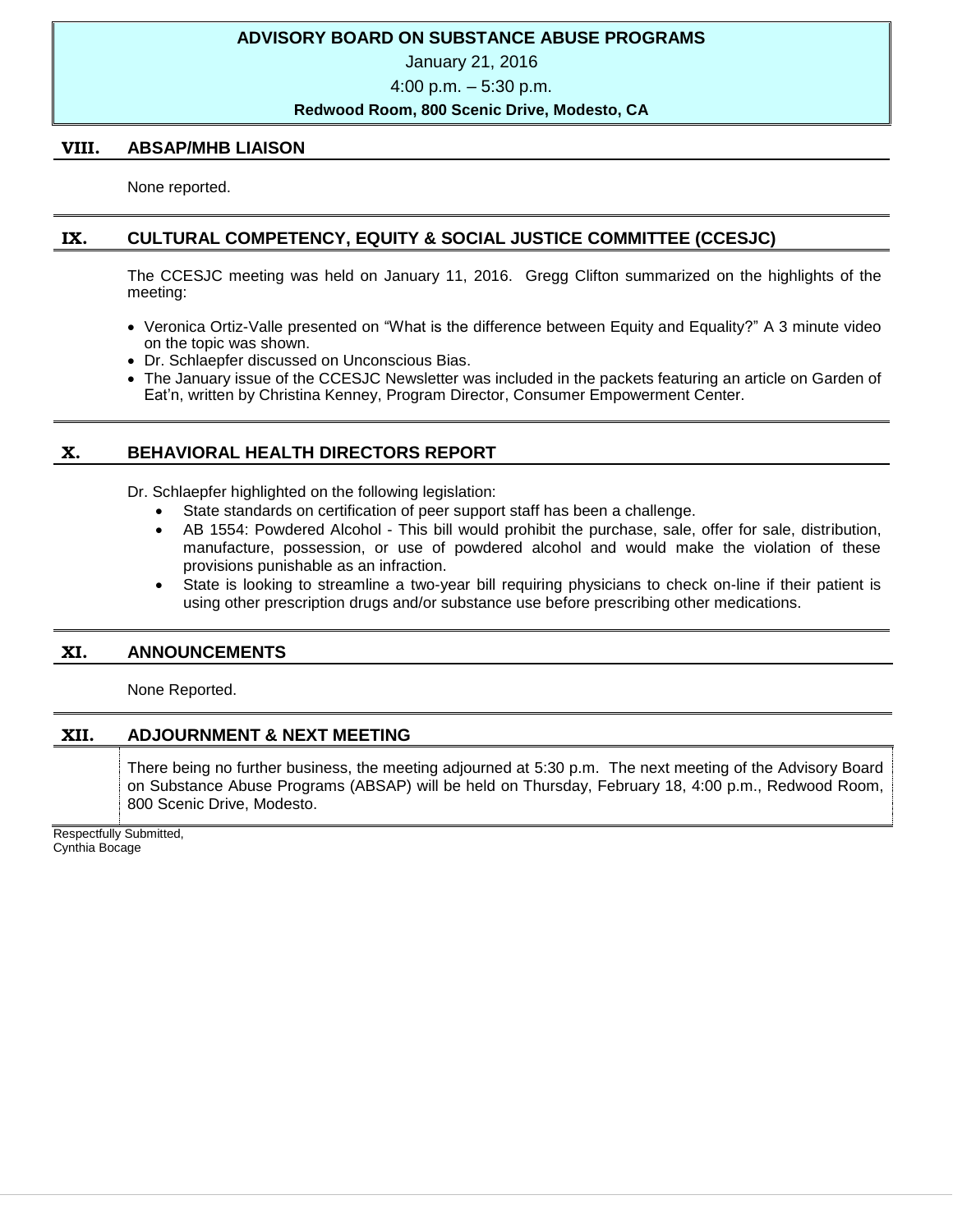**ADVISORY BOARD ON SUBSTANCE ABUSE PROGRAMS**

January 21, 2016

4:00 p.m. – 5:30 p.m.

**Redwood Room, 800 Scenic Drive, Modesto, CA**

## VIII. ABSAP/MHB LIAISON

None reported.

## IX. CULTURAL COMPETENCY, EQUITY & SOCIAL JUSTICE COMMITTEE (CCESJC)

The CCESJC meeting was held on January 11, 2016. Gregg Clifton summarized on the highlights of the meeting:

- Veronica Ortiz-Valle presented on "What is the difference between Equity and Equality?" A 3 minute video on the topic was shown.
- Dr. Schlaepfer discussed on Unconscious Bias.
- The January issue of the CCESJC Newsletter was included in the packets featuring an article on Garden of Eat'n, written by Christina Kenney, Program Director, Consumer Empowerment Center.

## X. BEHAVIORAL HEALTH DIRECTORS REPORT

Dr. Schlaepfer highlighted on the following legislation:

- State standards on certification of peer support staff has been a challenge.
- AB 1554: Powdered Alcohol - This bill would prohibit the purchase, sale, offer for sale, distribution, manufacture, possession, or use of powdered alcohol and would make the violation of these provisions punishable as an infraction.
- State is looking to streamline a two-year bill requiring physicians to check on-line if their patient is using other prescription drugs and/or substance use before prescribing other medications.

## XI. ANNOUNCEMENTS

None Reported.

## XII. ADJOURNMENT & NEXT MEETING

There being no further business, the meeting adjourned at 5:30 p.m. The next meeting of the Advisory Board on Substance Abuse Programs (ABSAP) will be held on Thursday, February 18, 4:00 p.m., Redwood Room, 800 Scenic Drive, Modesto.

Respectfully Submitted,
Cynthia Bocage